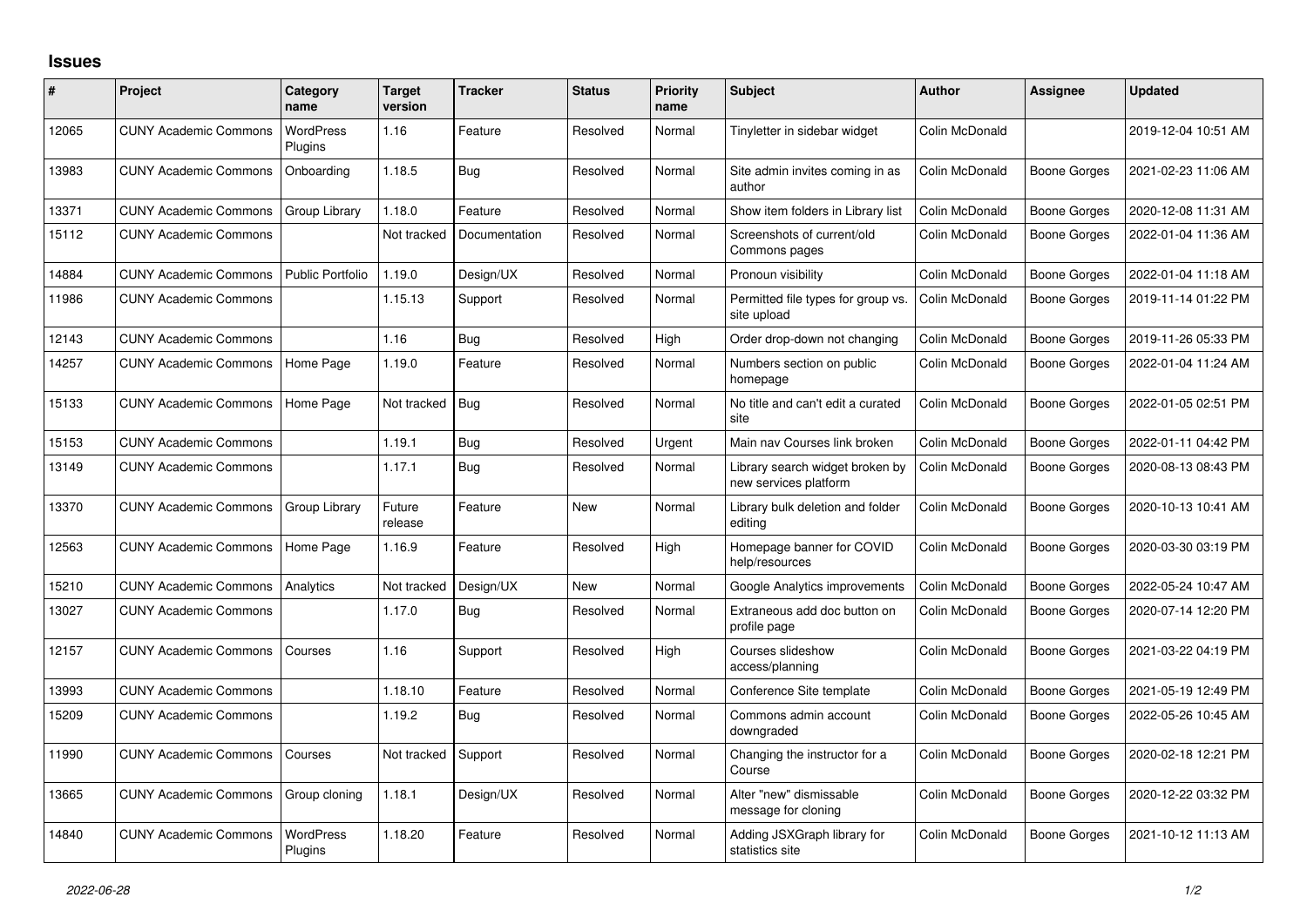## Issues

| # | Project | Category name | Target version | Tracker | Status | Priority name | Subject | Author | Assignee | Updated |
|---|---|---|---|---|---|---|---|---|---|---|
| 12065 | CUNY Academic Commons | WordPress Plugins | 1.16 | Feature | Resolved | Normal | Tinyletter in sidebar widget | Colin McDonald | | 2019-12-04 10:51 AM |
| 13983 | CUNY Academic Commons | Onboarding | 1.18.5 | Bug | Resolved | Normal | Site admin invites coming in as author | Colin McDonald | Boone Gorges | 2021-02-23 11:06 AM |
| 13371 | CUNY Academic Commons | Group Library | 1.18.0 | Feature | Resolved | Normal | Show item folders in Library list | Colin McDonald | Boone Gorges | 2020-12-08 11:31 AM |
| 15112 | CUNY Academic Commons | | Not tracked | Documentation | Resolved | Normal | Screenshots of current/old Commons pages | Colin McDonald | Boone Gorges | 2022-01-04 11:36 AM |
| 14884 | CUNY Academic Commons | Public Portfolio | 1.19.0 | Design/UX | Resolved | Normal | Pronoun visibility | Colin McDonald | Boone Gorges | 2022-01-04 11:18 AM |
| 11986 | CUNY Academic Commons | | 1.15.13 | Support | Resolved | Normal | Permitted file types for group vs. site upload | Colin McDonald | Boone Gorges | 2019-11-14 01:22 PM |
| 12143 | CUNY Academic Commons | | 1.16 | Bug | Resolved | High | Order drop-down not changing | Colin McDonald | Boone Gorges | 2019-11-26 05:33 PM |
| 14257 | CUNY Academic Commons | Home Page | 1.19.0 | Feature | Resolved | Normal | Numbers section on public homepage | Colin McDonald | Boone Gorges | 2022-01-04 11:24 AM |
| 15133 | CUNY Academic Commons | Home Page | Not tracked | Bug | Resolved | Normal | No title and can't edit a curated site | Colin McDonald | Boone Gorges | 2022-01-05 02:51 PM |
| 15153 | CUNY Academic Commons | | 1.19.1 | Bug | Resolved | Urgent | Main nav Courses link broken | Colin McDonald | Boone Gorges | 2022-01-11 04:42 PM |
| 13149 | CUNY Academic Commons | | 1.17.1 | Bug | Resolved | Normal | Library search widget broken by new services platform | Colin McDonald | Boone Gorges | 2020-08-13 08:43 PM |
| 13370 | CUNY Academic Commons | Group Library | Future release | Feature | New | Normal | Library bulk deletion and folder editing | Colin McDonald | Boone Gorges | 2020-10-13 10:41 AM |
| 12563 | CUNY Academic Commons | Home Page | 1.16.9 | Feature | Resolved | High | Homepage banner for COVID help/resources | Colin McDonald | Boone Gorges | 2020-03-30 03:19 PM |
| 15210 | CUNY Academic Commons | Analytics | Not tracked | Design/UX | New | Normal | Google Analytics improvements | Colin McDonald | Boone Gorges | 2022-05-24 10:47 AM |
| 13027 | CUNY Academic Commons | | 1.17.0 | Bug | Resolved | Normal | Extraneous add doc button on profile page | Colin McDonald | Boone Gorges | 2020-07-14 12:20 PM |
| 12157 | CUNY Academic Commons | Courses | 1.16 | Support | Resolved | High | Courses slideshow access/planning | Colin McDonald | Boone Gorges | 2021-03-22 04:19 PM |
| 13993 | CUNY Academic Commons | | 1.18.10 | Feature | Resolved | Normal | Conference Site template | Colin McDonald | Boone Gorges | 2021-05-19 12:49 PM |
| 15209 | CUNY Academic Commons | | 1.19.2 | Bug | Resolved | Normal | Commons admin account downgraded | Colin McDonald | Boone Gorges | 2022-05-26 10:45 AM |
| 11990 | CUNY Academic Commons | Courses | Not tracked | Support | Resolved | Normal | Changing the instructor for a Course | Colin McDonald | Boone Gorges | 2020-02-18 12:21 PM |
| 13665 | CUNY Academic Commons | Group cloning | 1.18.1 | Design/UX | Resolved | Normal | Alter "new" dismissable message for cloning | Colin McDonald | Boone Gorges | 2020-12-22 03:32 PM |
| 14840 | CUNY Academic Commons | WordPress Plugins | 1.18.20 | Feature | Resolved | Normal | Adding JSXGraph library for statistics site | Colin McDonald | Boone Gorges | 2021-10-12 11:13 AM |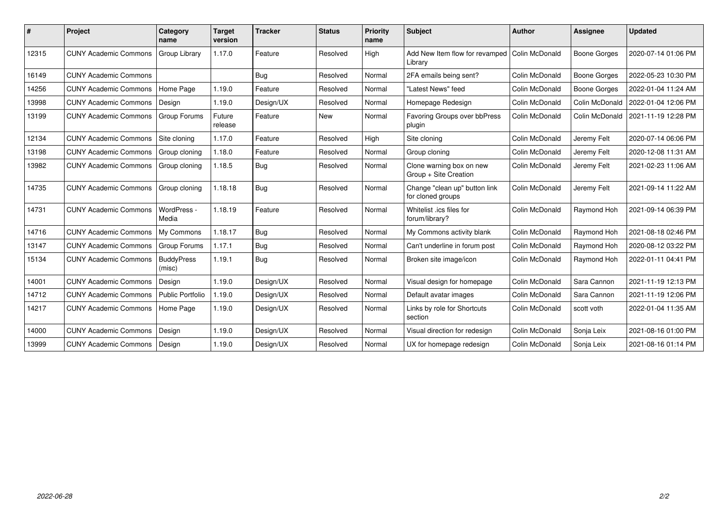| # | Project | Category name | Target version | Tracker | Status | Priority name | Subject | Author | Assignee | Updated |
|---|---|---|---|---|---|---|---|---|---|---|
| 12315 | CUNY Academic Commons | Group Library | 1.17.0 | Feature | Resolved | High | Add New Item flow for revamped Library | Colin McDonald | Boone Gorges | 2020-07-14 01:06 PM |
| 16149 | CUNY Academic Commons | | | Bug | Resolved | Normal | 2FA emails being sent? | Colin McDonald | Boone Gorges | 2022-05-23 10:30 PM |
| 14256 | CUNY Academic Commons | Home Page | 1.19.0 | Feature | Resolved | Normal | "Latest News" feed | Colin McDonald | Boone Gorges | 2022-01-04 11:24 AM |
| 13998 | CUNY Academic Commons | Design | 1.19.0 | Design/UX | Resolved | Normal | Homepage Redesign | Colin McDonald | Colin McDonald | 2022-01-04 12:06 PM |
| 13199 | CUNY Academic Commons | Group Forums | Future release | Feature | New | Normal | Favoring Groups over bbPress plugin | Colin McDonald | Colin McDonald | 2021-11-19 12:28 PM |
| 12134 | CUNY Academic Commons | Site cloning | 1.17.0 | Feature | Resolved | High | Site cloning | Colin McDonald | Jeremy Felt | 2020-07-14 06:06 PM |
| 13198 | CUNY Academic Commons | Group cloning | 1.18.0 | Feature | Resolved | Normal | Group cloning | Colin McDonald | Jeremy Felt | 2020-12-08 11:31 AM |
| 13982 | CUNY Academic Commons | Group cloning | 1.18.5 | Bug | Resolved | Normal | Clone warning box on new Group + Site Creation | Colin McDonald | Jeremy Felt | 2021-02-23 11:06 AM |
| 14735 | CUNY Academic Commons | Group cloning | 1.18.18 | Bug | Resolved | Normal | Change "clean up" button link for cloned groups | Colin McDonald | Jeremy Felt | 2021-09-14 11:22 AM |
| 14731 | CUNY Academic Commons | WordPress - Media | 1.18.19 | Feature | Resolved | Normal | Whitelist .ics files for forum/library? | Colin McDonald | Raymond Hoh | 2021-09-14 06:39 PM |
| 14716 | CUNY Academic Commons | My Commons | 1.18.17 | Bug | Resolved | Normal | My Commons activity blank | Colin McDonald | Raymond Hoh | 2021-08-18 02:46 PM |
| 13147 | CUNY Academic Commons | Group Forums | 1.17.1 | Bug | Resolved | Normal | Can't underline in forum post | Colin McDonald | Raymond Hoh | 2020-08-12 03:22 PM |
| 15134 | CUNY Academic Commons | BuddyPress (misc) | 1.19.1 | Bug | Resolved | Normal | Broken site image/icon | Colin McDonald | Raymond Hoh | 2022-01-11 04:41 PM |
| 14001 | CUNY Academic Commons | Design | 1.19.0 | Design/UX | Resolved | Normal | Visual design for homepage | Colin McDonald | Sara Cannon | 2021-11-19 12:13 PM |
| 14712 | CUNY Academic Commons | Public Portfolio | 1.19.0 | Design/UX | Resolved | Normal | Default avatar images | Colin McDonald | Sara Cannon | 2021-11-19 12:06 PM |
| 14217 | CUNY Academic Commons | Home Page | 1.19.0 | Design/UX | Resolved | Normal | Links by role for Shortcuts section | Colin McDonald | scott voth | 2022-01-04 11:35 AM |
| 14000 | CUNY Academic Commons | Design | 1.19.0 | Design/UX | Resolved | Normal | Visual direction for redesign | Colin McDonald | Sonja Leix | 2021-08-16 01:00 PM |
| 13999 | CUNY Academic Commons | Design | 1.19.0 | Design/UX | Resolved | Normal | UX for homepage redesign | Colin McDonald | Sonja Leix | 2021-08-16 01:14 PM |